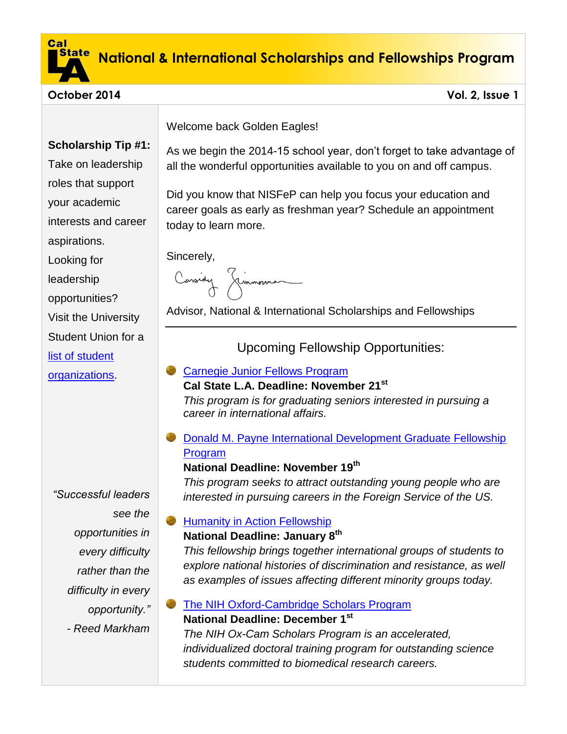# National & International Scholarships and Fellowships Program

**October 2014** **Vol. 2, Issue 1**

Welcome back Golden Eagles!

As we begin the 2014-15 school year, don't forget to take advantage of all the wonderful opportunities available to you on and off campus.

Did you know that NISFeP can help you focus your education and career goals as early as freshman year? Schedule an appointment today to learn more.

Sincerely,

Cassidy Zimmerman

Advisor, National & International Scholarships and Fellowships

---

## Upcoming Fellowship Opportunities:

- [Carnegie Junior Fellows Program](#)
  **Cal State L.A. Deadline: November 21st**
  *This program is for graduating seniors interested in pursuing a career in international affairs.*

- [Donald M. Payne International Development Graduate Fellowship Program](#)
  **National Deadline: November 19th**
  *This program seeks to attract outstanding young people who are interested in pursuing careers in the Foreign Service of the US.*

- [Humanity in Action Fellowship](#)
  **National Deadline: January 8th**
  *This fellowship brings together international groups of students to explore national histories of discrimination and resistance, as well as examples of issues affecting different minority groups today.*

- [The NIH Oxford-Cambridge Scholars Program](#)
  **National Deadline: December 1st**
  *The NIH Ox-Cam Scholars Program is an accelerated, individualized doctoral training program for outstanding science students committed to biomedical research careers.*

---

**Scholarship Tip #1:** Take on leadership roles that support your academic interests and career aspirations. Looking for leadership opportunities? Visit the University Student Union for a [list of student organizations](#).

*"Successful leaders see the opportunities in every difficulty rather than the difficulty in every opportunity."*
*- Reed Markham*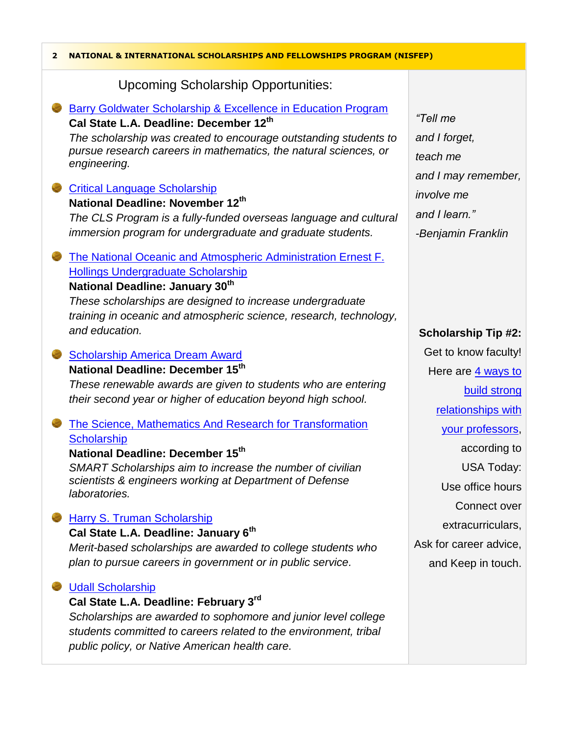## Upcoming Scholarship Opportunities:

- Barry Goldwater Scholarship & Excellence in Education Program
  **Cal State L.A. Deadline: December 12th**
  *The scholarship was created to encourage outstanding students to pursue research careers in mathematics, the natural sciences, or engineering.*

- Critical Language Scholarship
  **National Deadline: November 12th**
  *The CLS Program is a fully-funded overseas language and cultural immersion program for undergraduate and graduate students.*

- The National Oceanic and Atmospheric Administration Ernest F. Hollings Undergraduate Scholarship
  **National Deadline: January 30th**
  *These scholarships are designed to increase undergraduate training in oceanic and atmospheric science, research, technology, and education.*

- Scholarship America Dream Award
  **National Deadline: December 15th**
  *These renewable awards are given to students who are entering their second year or higher of education beyond high school.*

- The Science, Mathematics And Research for Transformation Scholarship
  **National Deadline: December 15th**
  *SMART Scholarships aim to increase the number of civilian scientists & engineers working at Department of Defense laboratories.*

- Harry S. Truman Scholarship
  **Cal State L.A. Deadline: January 6th**
  *Merit-based scholarships are awarded to college students who plan to pursue careers in government or in public service.*

- Udall Scholarship
  **Cal State L.A. Deadline: February 3rd**
  *Scholarships are awarded to sophomore and junior level college students committed to careers related to the environment, tribal public policy, or Native American health care.*

*"Tell me and I forget, teach me and I may remember, involve me and I learn."*
*-Benjamin Franklin*

**Scholarship Tip #2:**

Get to know faculty! Here are 4 ways to build strong relationships with your professors, according to USA Today: Use office hours Connect over extracurriculars, Ask for career advice, and Keep in touch.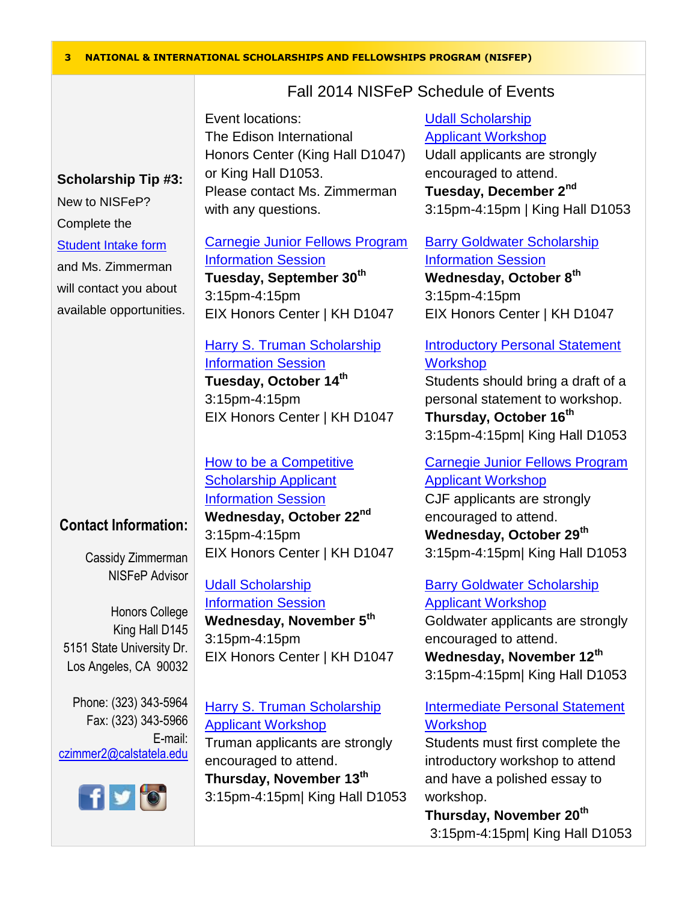## Fall 2014 NISFeP Schedule of Events

**Scholarship Tip #3:**

New to NISFeP? Complete the Student Intake form and Ms. Zimmerman will contact you about available opportunities.

Event locations:
The Edison International Honors Center (King Hall D1047) or King Hall D1053.
Please contact Ms. Zimmerman with any questions.

Carnegie Junior Fellows Program Information Session
**Tuesday, September 30th**
3:15pm-4:15pm
EIX Honors Center | KH D1047

Harry S. Truman Scholarship Information Session
**Tuesday, October 14th**
3:15pm-4:15pm
EIX Honors Center | KH D1047

How to be a Competitive Scholarship Applicant Information Session
**Wednesday, October 22nd**
3:15pm-4:15pm
EIX Honors Center | KH D1047

Udall Scholarship Information Session
**Wednesday, November 5th**
3:15pm-4:15pm
EIX Honors Center | KH D1047

Harry S. Truman Scholarship Applicant Workshop
Truman applicants are strongly encouraged to attend.
**Thursday, November 13th**
3:15pm-4:15pm| King Hall D1053

Udall Scholarship Applicant Workshop
Udall applicants are strongly encouraged to attend.
**Tuesday, December 2nd**
3:15pm-4:15pm | King Hall D1053

Barry Goldwater Scholarship Information Session
**Wednesday, October 8th**
3:15pm-4:15pm
EIX Honors Center | KH D1047

Introductory Personal Statement Workshop
Students should bring a draft of a personal statement to workshop.
**Thursday, October 16th**
3:15pm-4:15pm| King Hall D1053

Carnegie Junior Fellows Program Applicant Workshop
CJF applicants are strongly encouraged to attend.
**Wednesday, October 29th**
3:15pm-4:15pm| King Hall D1053

Barry Goldwater Scholarship Applicant Workshop
Goldwater applicants are strongly encouraged to attend.
**Wednesday, November 12th**
3:15pm-4:15pm| King Hall D1053

Intermediate Personal Statement Workshop
Students must first complete the introductory workshop to attend and have a polished essay to workshop.
**Thursday, November 20th**
3:15pm-4:15pm| King Hall D1053

**Contact Information:**

Cassidy Zimmerman
NISFeP Advisor

Honors College
King Hall D145
5151 State University Dr.
Los Angeles, CA 90032

Phone: (323) 343-5964
Fax: (323) 343-5966
E-mail:
czimmer2@calstatela.edu